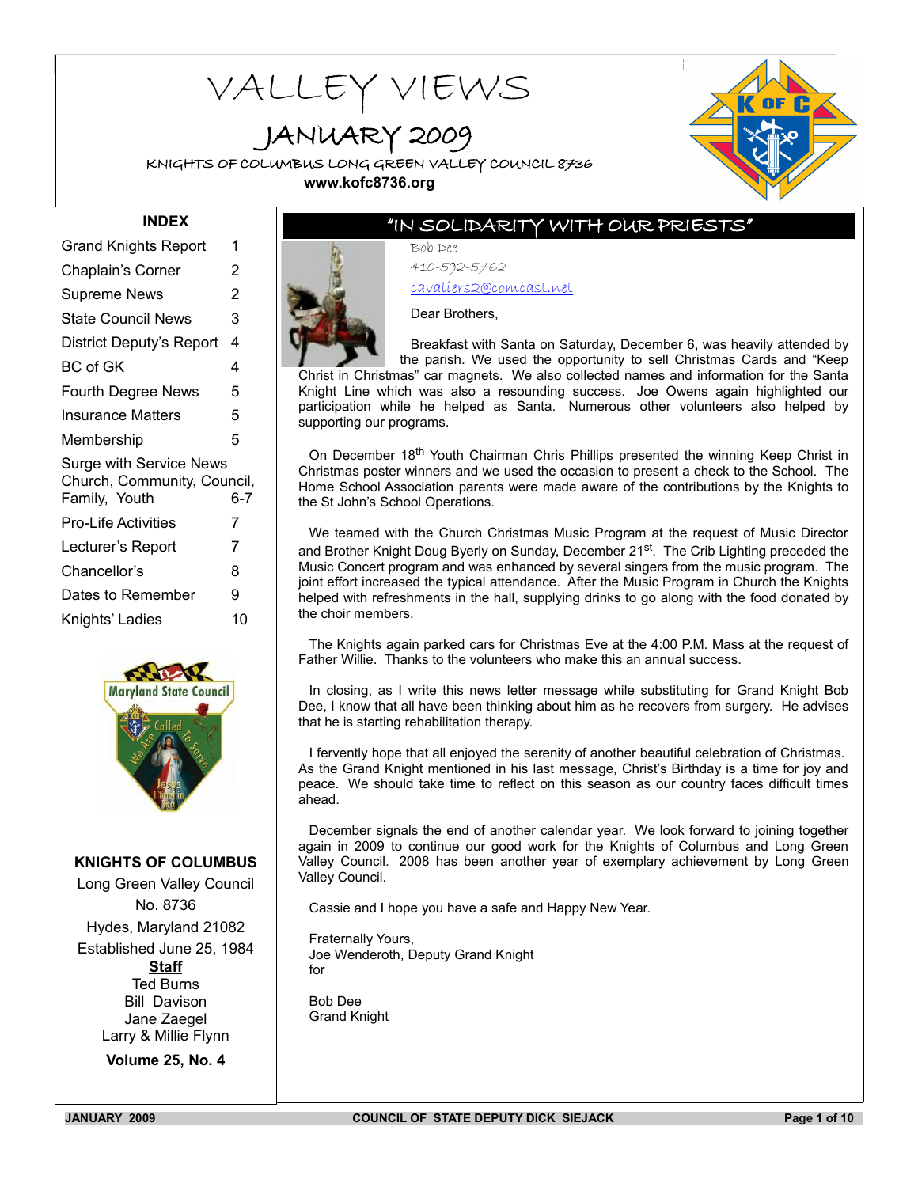# VALLEY VIEWS

## JANUARY 2009

KNIGHTS OF COLUMBUS LONG GREEN VALLEY COUNCIL 8736

**www.kofc8736.org**

### INDEX

| | |
|---|---|
| Grand Knights Report | 1 |
| Chaplain's Corner | 2 |
| Supreme News | 2 |
| State Council News | 3 |
| District Deputy's Report | 4 |
| BC of GK | 4 |
| Fourth Degree News | 5 |
| Insurance Matters | 5 |
| Membership | 5 |
| Surge with Service News Church, Community, Council, Family, Youth | 6-7 |
| Pro-Life Activities | 7 |
| Lecturer's Report | 7 |
| Chancellor's | 8 |
| Dates to Remember | 9 |
| Knights' Ladies | 10 |

**KNIGHTS OF COLUMBUS**

Long Green Valley Council

No. 8736

Hydes, Maryland 21082

Established June 25, 1984

**Staff**

Ted Burns

Bill Davison

Jane Zaegel

Larry & Millie Flynn

**Volume 25, No. 4**

## "IN SOLIDARITY WITH OUR PRIESTS"

Bob Dee

410-592-5762

cavaliers2@comcast.net

Dear Brothers,

Breakfast with Santa on Saturday, December 6, was heavily attended by the parish. We used the opportunity to sell Christmas Cards and "Keep Christ in Christmas" car magnets. We also collected names and information for the Santa Knight Line which was also a resounding success. Joe Owens again highlighted our participation while he helped as Santa. Numerous other volunteers also helped by supporting our programs.

On December 18th Youth Chairman Chris Phillips presented the winning Keep Christ in Christmas poster winners and we used the occasion to present a check to the School. The Home School Association parents were made aware of the contributions by the Knights to the St John's School Operations.

We teamed with the Church Christmas Music Program at the request of Music Director and Brother Knight Doug Byerly on Sunday, December 21st. The Crib Lighting preceded the Music Concert program and was enhanced by several singers from the music program. The joint effort increased the typical attendance. After the Music Program in Church the Knights helped with refreshments in the hall, supplying drinks to go along with the food donated by the choir members.

The Knights again parked cars for Christmas Eve at the 4:00 P.M. Mass at the request of Father Willie. Thanks to the volunteers who make this an annual success.

In closing, as I write this news letter message while substituting for Grand Knight Bob Dee, I know that all have been thinking about him as he recovers from surgery. He advises that he is starting rehabilitation therapy.

I fervently hope that all enjoyed the serenity of another beautiful celebration of Christmas. As the Grand Knight mentioned in his last message, Christ's Birthday is a time for joy and peace. We should take time to reflect on this season as our country faces difficult times ahead.

December signals the end of another calendar year. We look forward to joining together again in 2009 to continue our good work for the Knights of Columbus and Long Green Valley Council. 2008 has been another year of exemplary achievement by Long Green Valley Council.

Cassie and I hope you have a safe and Happy New Year.

Fraternally Yours,
Joe Wenderoth, Deputy Grand Knight
for

Bob Dee
Grand Knight

COUNCIL OF STATE DEPUTY DICK SIEJACK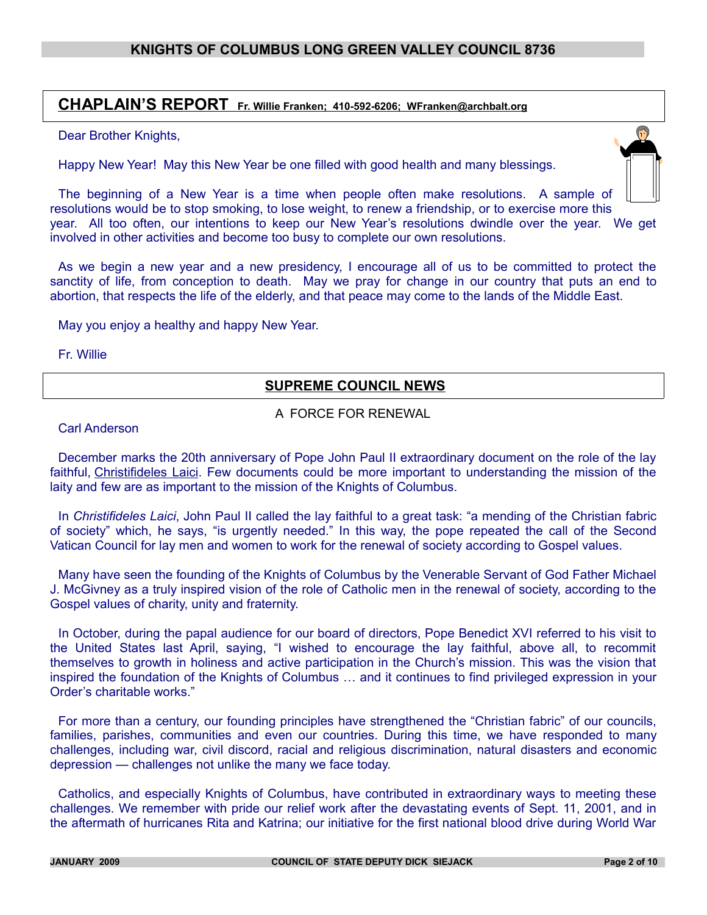## CHAPLAIN'S REPORT

**Fr. Willie Franken; 410-592-6206; WFranken@archbalt.org**

Dear Brother Knights,

Happy New Year! May this New Year be one filled with good health and many blessings.

The beginning of a New Year is a time when people often make resolutions. A sample of resolutions would be to stop smoking, to lose weight, to renew a friendship, or to exercise more this year. All too often, our intentions to keep our New Year's resolutions dwindle over the year. We get involved in other activities and become too busy to complete our own resolutions.

As we begin a new year and a new presidency, I encourage all of us to be committed to protect the sanctity of life, from conception to death. May we pray for change in our country that puts an end to abortion, that respects the life of the elderly, and that peace may come to the lands of the Middle East.

May you enjoy a healthy and happy New Year.

Fr. Willie

## SUPREME COUNCIL NEWS

### A FORCE FOR RENEWAL

Carl Anderson

December marks the 20th anniversary of Pope John Paul II extraordinary document on the role of the lay faithful, Christifideles Laici. Few documents could be more important to understanding the mission of the laity and few are as important to the mission of the Knights of Columbus.

In *Christifideles Laici*, John Paul II called the lay faithful to a great task: "a mending of the Christian fabric of society" which, he says, "is urgently needed." In this way, the pope repeated the call of the Second Vatican Council for lay men and women to work for the renewal of society according to Gospel values.

Many have seen the founding of the Knights of Columbus by the Venerable Servant of God Father Michael J. McGivney as a truly inspired vision of the role of Catholic men in the renewal of society, according to the Gospel values of charity, unity and fraternity.

In October, during the papal audience for our board of directors, Pope Benedict XVI referred to his visit to the United States last April, saying, "I wished to encourage the lay faithful, above all, to recommit themselves to growth in holiness and active participation in the Church's mission. This was the vision that inspired the foundation of the Knights of Columbus … and it continues to find privileged expression in your Order's charitable works."

For more than a century, our founding principles have strengthened the "Christian fabric" of our councils, families, parishes, communities and even our countries. During this time, we have responded to many challenges, including war, civil discord, racial and religious discrimination, natural disasters and economic depression — challenges not unlike the many we face today.

Catholics, and especially Knights of Columbus, have contributed in extraordinary ways to meeting these challenges. We remember with pride our relief work after the devastating events of Sept. 11, 2001, and in the aftermath of hurricanes Rita and Katrina; our initiative for the first national blood drive during World War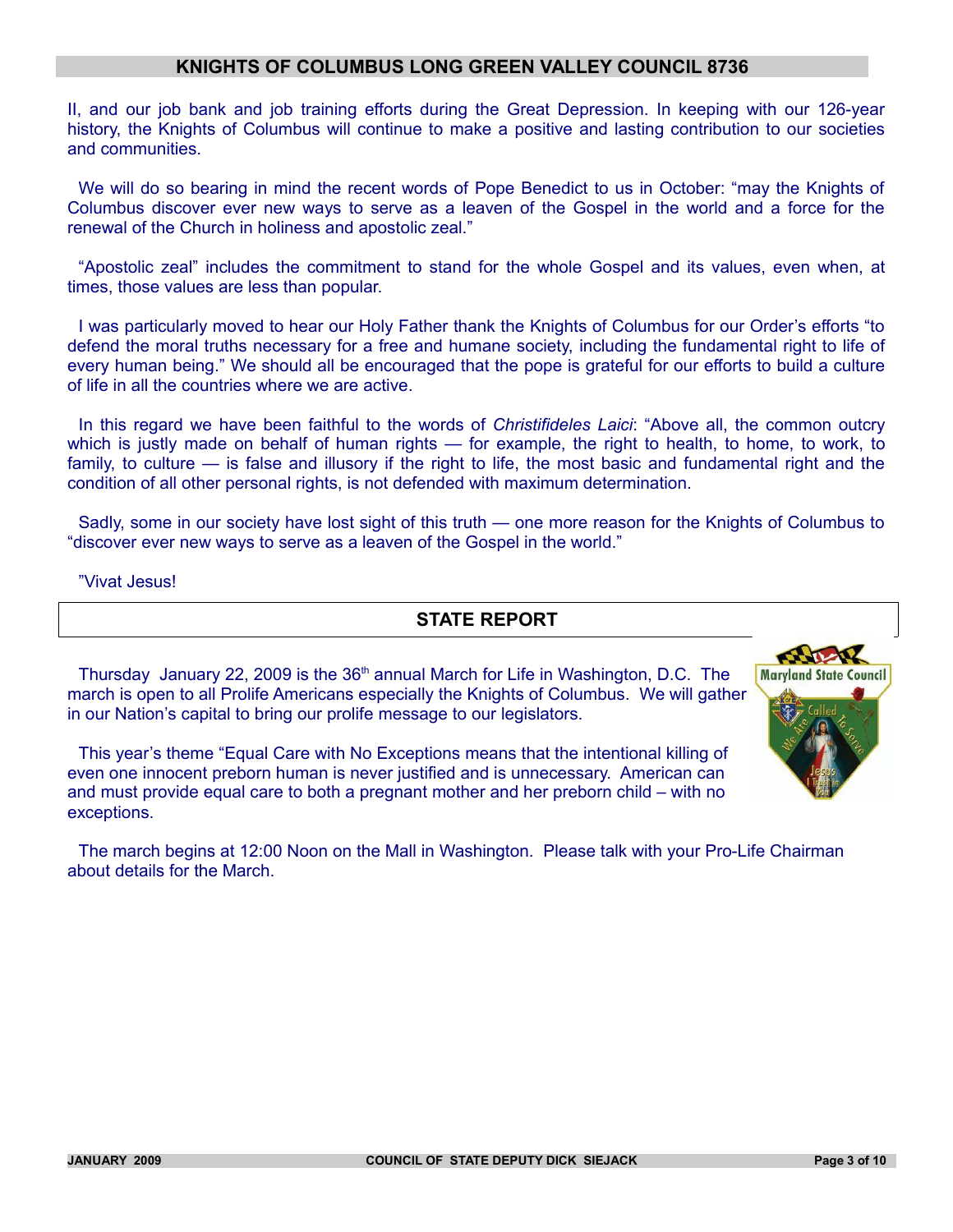II, and our job bank and job training efforts during the Great Depression. In keeping with our 126-year history, the Knights of Columbus will continue to make a positive and lasting contribution to our societies and communities.

We will do so bearing in mind the recent words of Pope Benedict to us in October: "may the Knights of Columbus discover ever new ways to serve as a leaven of the Gospel in the world and a force for the renewal of the Church in holiness and apostolic zeal."

"Apostolic zeal" includes the commitment to stand for the whole Gospel and its values, even when, at times, those values are less than popular.

I was particularly moved to hear our Holy Father thank the Knights of Columbus for our Order's efforts "to defend the moral truths necessary for a free and humane society, including the fundamental right to life of every human being." We should all be encouraged that the pope is grateful for our efforts to build a culture of life in all the countries where we are active.

In this regard we have been faithful to the words of *Christifideles Laici*: "Above all, the common outcry which is justly made on behalf of human rights — for example, the right to health, to home, to work, to family, to culture — is false and illusory if the right to life, the most basic and fundamental right and the condition of all other personal rights, is not defended with maximum determination.

Sadly, some in our society have lost sight of this truth — one more reason for the Knights of Columbus to "discover ever new ways to serve as a leaven of the Gospel in the world."

"Vivat Jesus!

## STATE REPORT

Thursday January 22, 2009 is the 36th annual March for Life in Washington, D.C. The march is open to all Prolife Americans especially the Knights of Columbus. We will gather in our Nation's capital to bring our prolife message to our legislators.

This year's theme "Equal Care with No Exceptions means that the intentional killing of even one innocent preborn human is never justified and is unnecessary. American can and must provide equal care to both a pregnant mother and her preborn child – with no exceptions.

The march begins at 12:00 Noon on the Mall in Washington. Please talk with your Pro-Life Chairman about details for the March.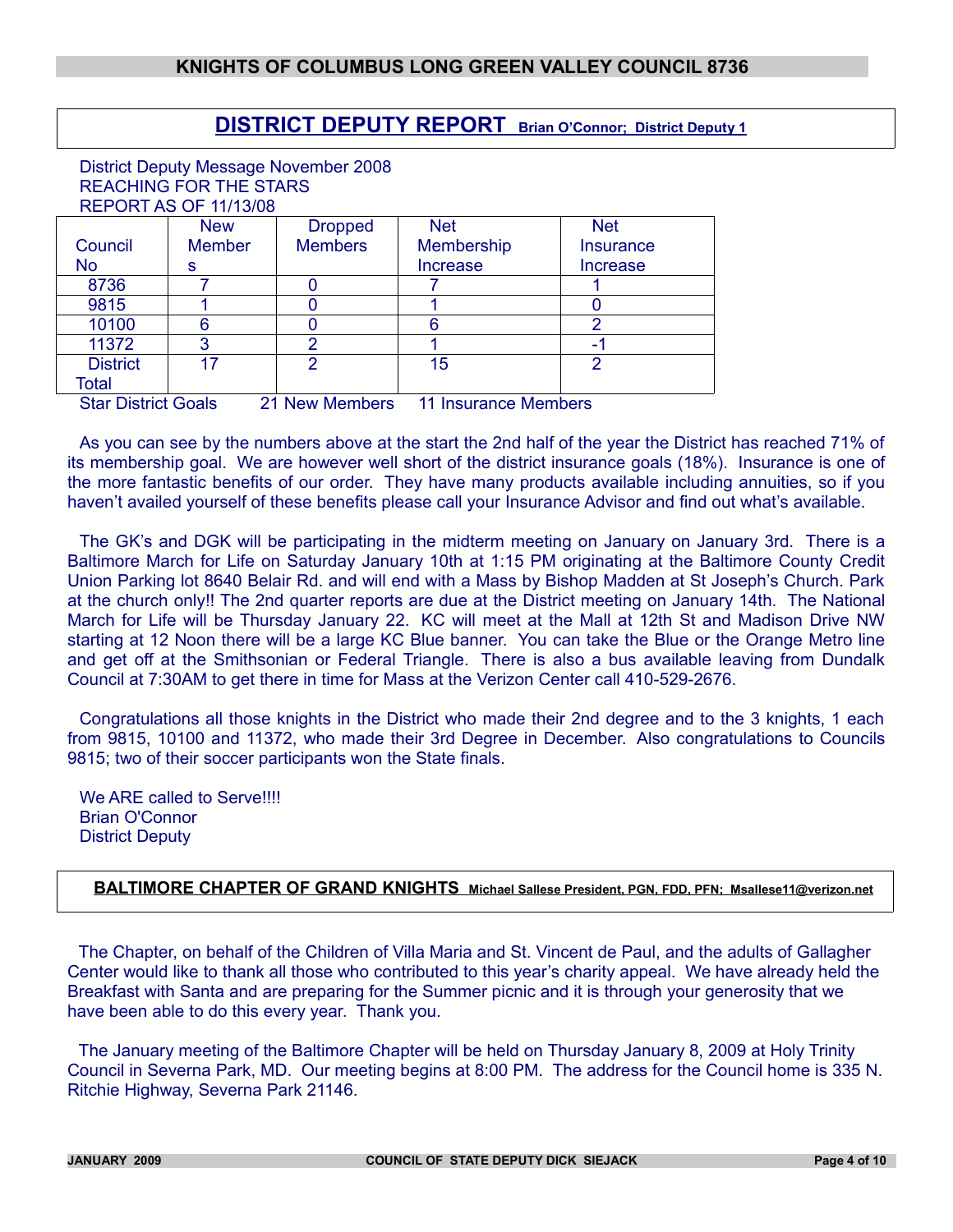## DISTRICT DEPUTY REPORT Brian O'Connor; District Deputy 1

District Deputy Message November 2008
REACHING FOR THE STARS
REPORT AS OF 11/13/08

| Council No | New Members | Dropped Members | Net Membership Increase | Net Insurance Increase |
|---|---|---|---|---|
| 8736 | 7 | 0 | 7 | 1 |
| 9815 | 1 | 0 | 1 | 0 |
| 10100 | 6 | 0 | 6 | 2 |
| 11372 | 3 | 2 | 1 | -1 |
| District Total | 17 | 2 | 15 | 2 |

Star District Goals   21 New Members   11 Insurance Members

As you can see by the numbers above at the start the 2nd half of the year the District has reached 71% of its membership goal. We are however well short of the district insurance goals (18%). Insurance is one of the more fantastic benefits of our order. They have many products available including annuities, so if you haven't availed yourself of these benefits please call your Insurance Advisor and find out what's available.

The GK's and DGK will be participating in the midterm meeting on January on January 3rd. There is a Baltimore March for Life on Saturday January 10th at 1:15 PM originating at the Baltimore County Credit Union Parking lot 8640 Belair Rd. and will end with a Mass by Bishop Madden at St Joseph's Church. Park at the church only!! The 2nd quarter reports are due at the District meeting on January 14th. The National March for Life will be Thursday January 22. KC will meet at the Mall at 12th St and Madison Drive NW starting at 12 Noon there will be a large KC Blue banner. You can take the Blue or the Orange Metro line and get off at the Smithsonian or Federal Triangle. There is also a bus available leaving from Dundalk Council at 7:30AM to get there in time for Mass at the Verizon Center call 410-529-2676.

Congratulations all those knights in the District who made their 2nd degree and to the 3 knights, 1 each from 9815, 10100 and 11372, who made their 3rd Degree in December. Also congratulations to Councils 9815; two of their soccer participants won the State finals.

We ARE called to Serve!!!!
Brian O'Connor
District Deputy

## BALTIMORE CHAPTER OF GRAND KNIGHTS Michael Sallese President, PGN, FDD, PFN; Msallese11@verizon.net

The Chapter, on behalf of the Children of Villa Maria and St. Vincent de Paul, and the adults of Gallagher Center would like to thank all those who contributed to this year's charity appeal. We have already held the Breakfast with Santa and are preparing for the Summer picnic and it is through your generosity that we have been able to do this every year. Thank you.

The January meeting of the Baltimore Chapter will be held on Thursday January 8, 2009 at Holy Trinity Council in Severna Park, MD. Our meeting begins at 8:00 PM. The address for the Council home is 335 N. Ritchie Highway, Severna Park 21146.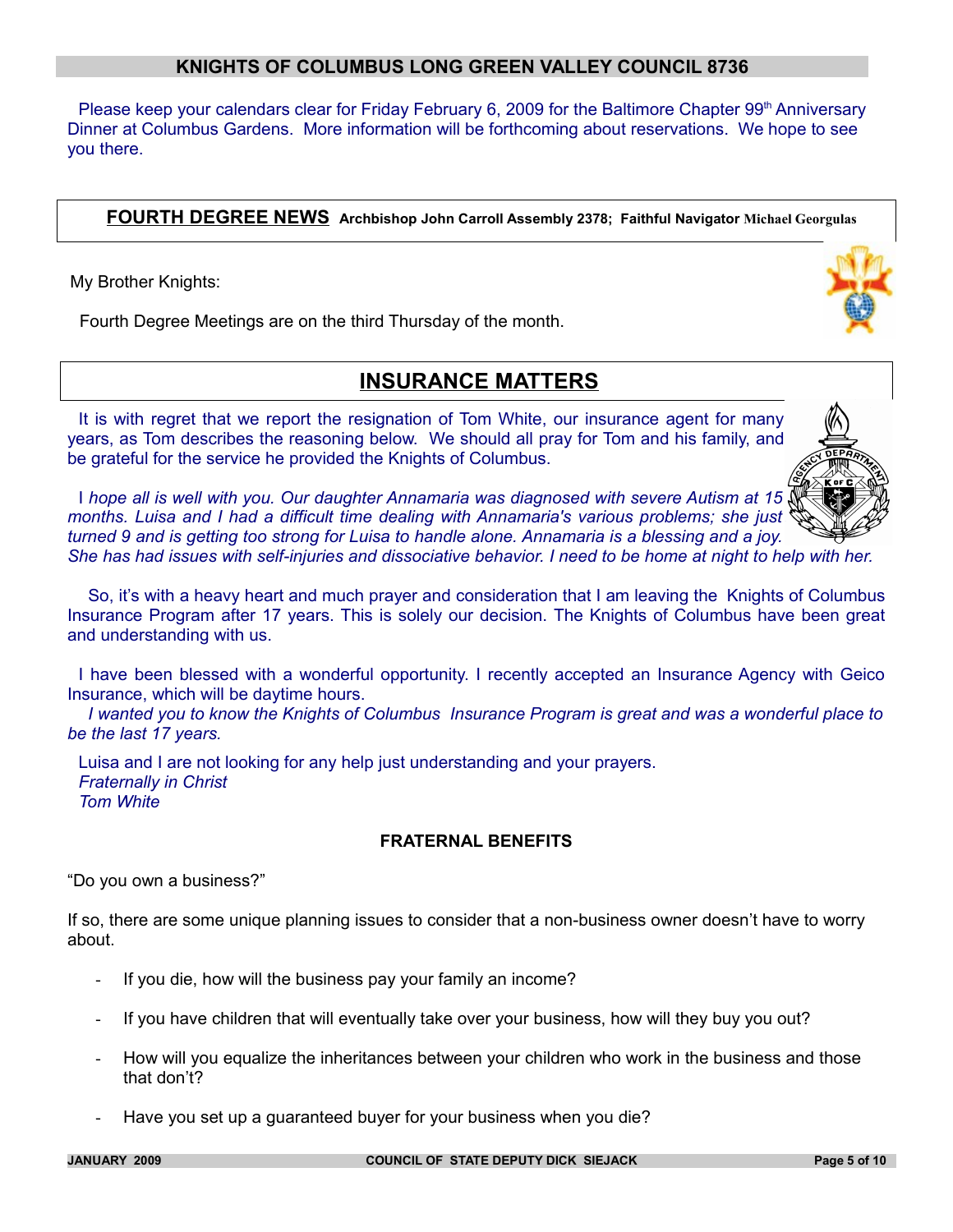## KNIGHTS OF COLUMBUS LONG GREEN VALLEY COUNCIL 8736

Please keep your calendars clear for Friday February 6, 2009 for the Baltimore Chapter 99th Anniversary Dinner at Columbus Gardens. More information will be forthcoming about reservations. We hope to see you there.

## FOURTH DEGREE NEWS

**Archbishop John Carroll Assembly 2378; Faithful Navigator Michael Georgulas**

My Brother Knights:

Fourth Degree Meetings are on the third Thursday of the month.

## INSURANCE MATTERS

It is with regret that we report the resignation of Tom White, our insurance agent for many years, as Tom describes the reasoning below. We should all pray for Tom and his family, and be grateful for the service he provided the Knights of Columbus.

I *hope all is well with you. Our daughter Annamaria was diagnosed with severe Autism at 15 months. Luisa and I had a difficult time dealing with Annamaria's various problems; she just turned 9 and is getting too strong for Luisa to handle alone. Annamaria is a blessing and a joy. She has had issues with self-injuries and dissociative behavior. I need to be home at night to help with her.*

So, it's with a heavy heart and much prayer and consideration that I am leaving the Knights of Columbus Insurance Program after 17 years. This is solely our decision. The Knights of Columbus have been great and understanding with us.

I have been blessed with a wonderful opportunity. I recently accepted an Insurance Agency with Geico Insurance, which will be daytime hours.

*I wanted you to know the Knights of Columbus Insurance Program is great and was a wonderful place to be the last 17 years.*

Luisa and I are not looking for any help just understanding and your prayers.

*Fraternally in Christ*
*Tom White*

### FRATERNAL BENEFITS

"Do you own a business?"

If so, there are some unique planning issues to consider that a non-business owner doesn't have to worry about.

- If you die, how will the business pay your family an income?
- If you have children that will eventually take over your business, how will they buy you out?
- How will you equalize the inheritances between your children who work in the business and those that don't?
- Have you set up a guaranteed buyer for your business when you die?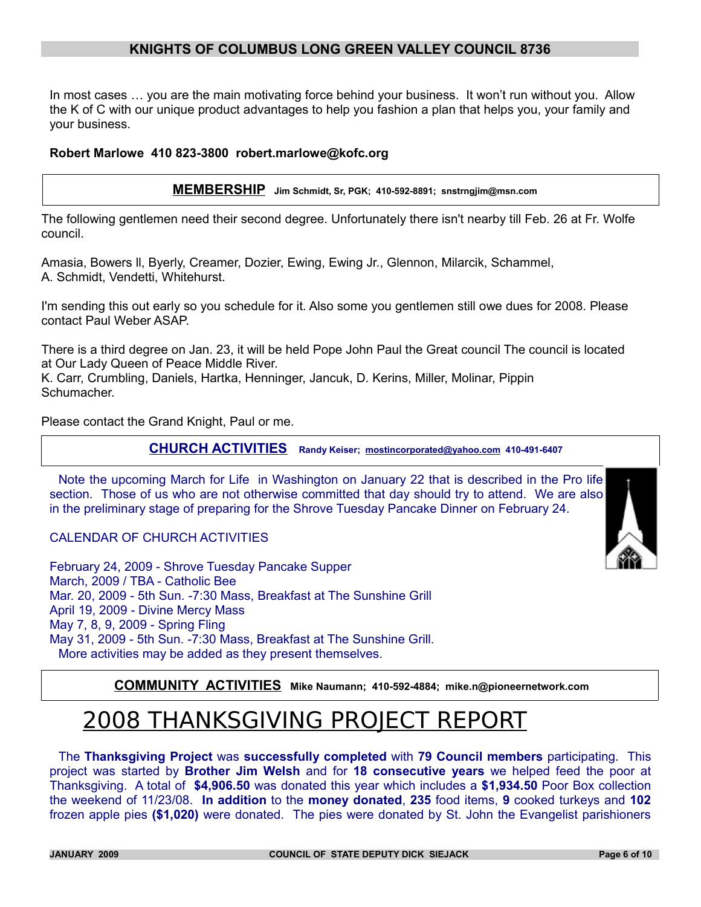# KNIGHTS OF COLUMBUS LONG GREEN VALLEY COUNCIL 8736

In most cases … you are the main motivating force behind your business. It won't run without you. Allow the K of C with our unique product advantages to help you fashion a plan that helps you, your family and your business.

**Robert Marlowe 410 823-3800 robert.marlowe@kofc.org**

## MEMBERSHIP **Jim Schmidt, Sr, PGK; 410-592-8891; snstrngjim@msn.com**

The following gentlemen need their second degree. Unfortunately there isn't nearby till Feb. 26 at Fr. Wolfe council.

Amasia, Bowers ll, Byerly, Creamer, Dozier, Ewing, Ewing Jr., Glennon, Milarcik, Schammel, A. Schmidt, Vendetti, Whitehurst.

I'm sending this out early so you schedule for it. Also some you gentlemen still owe dues for 2008. Please contact Paul Weber ASAP.

There is a third degree on Jan. 23, it will be held Pope John Paul the Great council The council is located at Our Lady Queen of Peace Middle River.
K. Carr, Crumbling, Daniels, Hartka, Henninger, Jancuk, D. Kerins, Miller, Molinar, Pippin Schumacher.

Please contact the Grand Knight, Paul or me.

## CHURCH ACTIVITIES **Randy Keiser; mostincorporated@yahoo.com 410-491-6407**

Note the upcoming March for Life in Washington on January 22 that is described in the Pro life section. Those of us who are not otherwise committed that day should try to attend. We are also in the preliminary stage of preparing for the Shrove Tuesday Pancake Dinner on February 24.

CALENDAR OF CHURCH ACTIVITIES

February 24, 2009 - Shrove Tuesday Pancake Supper
March, 2009 / TBA - Catholic Bee
Mar. 20, 2009 - 5th Sun. -7:30 Mass, Breakfast at The Sunshine Grill
April 19, 2009 - Divine Mercy Mass
May 7, 8, 9, 2009 - Spring Fling
May 31, 2009 - 5th Sun. -7:30 Mass, Breakfast at The Sunshine Grill.
More activities may be added as they present themselves.

## COMMUNITY ACTIVITIES **Mike Naumann; 410-592-4884; mike.n@pioneernetwork.com**

# 2008 THANKSGIVING PROJECT REPORT

The **Thanksgiving Project** was **successfully completed** with **79 Council members** participating. This project was started by **Brother Jim Welsh** and for **18 consecutive years** we helped feed the poor at Thanksgiving. A total of **$4,906.50** was donated this year which includes a **$1,934.50** Poor Box collection the weekend of 11/23/08. **In addition** to the **money donated**, **235** food items, **9** cooked turkeys and **102** frozen apple pies **($1,020)** were donated. The pies were donated by St. John the Evangelist parishioners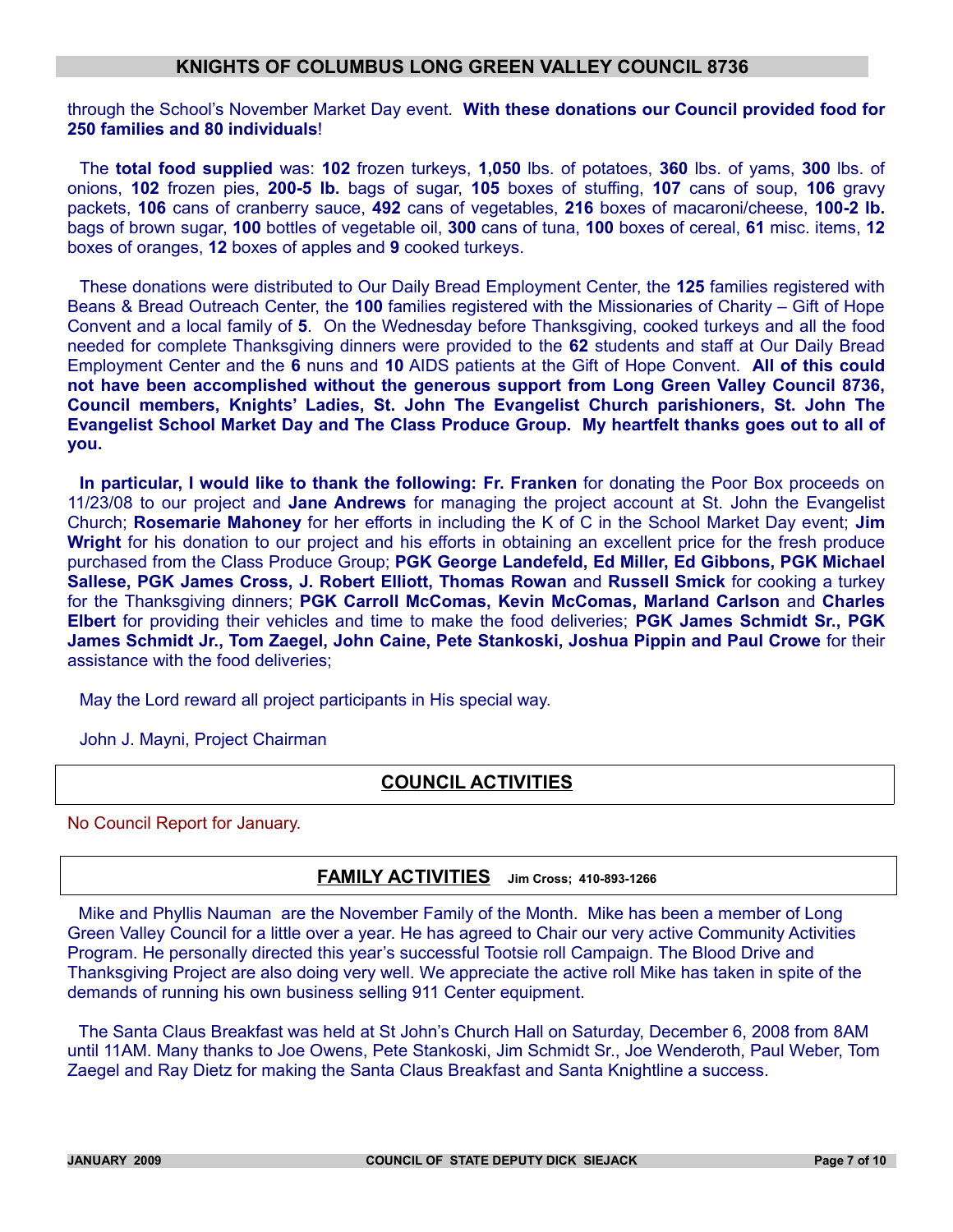through the School's November Market Day event. **With these donations our Council provided food for 250 families and 80 individuals**!

The **total food supplied** was: **102** frozen turkeys, **1,050** lbs. of potatoes, **360** lbs. of yams, **300** lbs. of onions, **102** frozen pies, **200-5 lb.** bags of sugar, **105** boxes of stuffing, **107** cans of soup, **106** gravy packets, **106** cans of cranberry sauce, **492** cans of vegetables, **216** boxes of macaroni/cheese, **100-2 lb.** bags of brown sugar, **100** bottles of vegetable oil, **300** cans of tuna, **100** boxes of cereal, **61** misc. items, **12** boxes of oranges, **12** boxes of apples and **9** cooked turkeys.

These donations were distributed to Our Daily Bread Employment Center, the **125** families registered with Beans & Bread Outreach Center, the **100** families registered with the Missionaries of Charity – Gift of Hope Convent and a local family of **5**. On the Wednesday before Thanksgiving, cooked turkeys and all the food needed for complete Thanksgiving dinners were provided to the **62** students and staff at Our Daily Bread Employment Center and the **6** nuns and **10** AIDS patients at the Gift of Hope Convent. **All of this could not have been accomplished without the generous support from Long Green Valley Council 8736, Council members, Knights' Ladies, St. John The Evangelist Church parishioners, St. John The Evangelist School Market Day and The Class Produce Group. My heartfelt thanks goes out to all of you.**

**In particular, I would like to thank the following: Fr. Franken** for donating the Poor Box proceeds on 11/23/08 to our project and **Jane Andrews** for managing the project account at St. John the Evangelist Church; **Rosemarie Mahoney** for her efforts in including the K of C in the School Market Day event; **Jim Wright** for his donation to our project and his efforts in obtaining an excellent price for the fresh produce purchased from the Class Produce Group; **PGK George Landefeld, Ed Miller, Ed Gibbons, PGK Michael Sallese, PGK James Cross, J. Robert Elliott, Thomas Rowan** and **Russell Smick** for cooking a turkey for the Thanksgiving dinners; **PGK Carroll McComas, Kevin McComas, Marland Carlson** and **Charles Elbert** for providing their vehicles and time to make the food deliveries; **PGK James Schmidt Sr., PGK James Schmidt Jr., Tom Zaegel, John Caine, Pete Stankoski, Joshua Pippin and Paul Crowe** for their assistance with the food deliveries;

May the Lord reward all project participants in His special way.

John J. Mayni, Project Chairman

## COUNCIL ACTIVITIES

No Council Report for January.

## FAMILY ACTIVITIES — Jim Cross; 410-893-1266

Mike and Phyllis Nauman are the November Family of the Month. Mike has been a member of Long Green Valley Council for a little over a year. He has agreed to Chair our very active Community Activities Program. He personally directed this year's successful Tootsie roll Campaign. The Blood Drive and Thanksgiving Project are also doing very well. We appreciate the active roll Mike has taken in spite of the demands of running his own business selling 911 Center equipment.

The Santa Claus Breakfast was held at St John's Church Hall on Saturday, December 6, 2008 from 8AM until 11AM. Many thanks to Joe Owens, Pete Stankoski, Jim Schmidt Sr., Joe Wenderoth, Paul Weber, Tom Zaegel and Ray Dietz for making the Santa Claus Breakfast and Santa Knightline a success.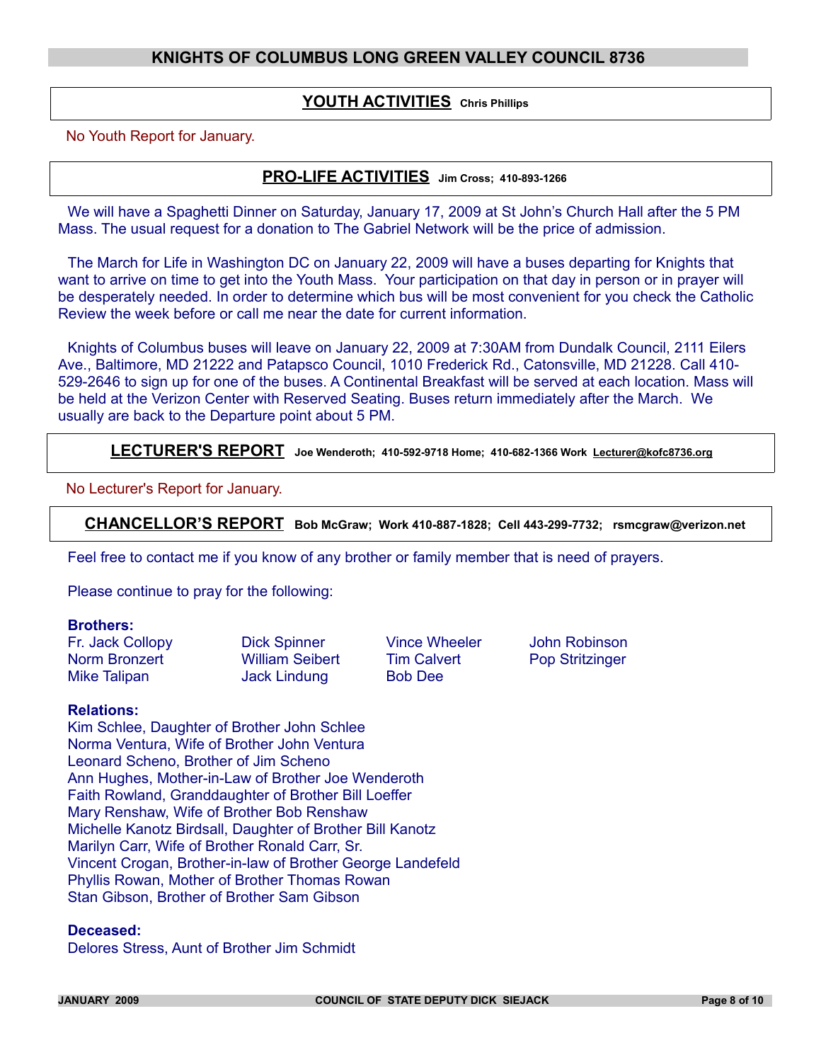## YOUTH ACTIVITIES Chris Phillips

No Youth Report for January.

## PRO-LIFE ACTIVITIES Jim Cross; 410-893-1266

We will have a Spaghetti Dinner on Saturday, January 17, 2009 at St John's Church Hall after the 5 PM Mass. The usual request for a donation to The Gabriel Network will be the price of admission.

The March for Life in Washington DC on January 22, 2009 will have a buses departing for Knights that want to arrive on time to get into the Youth Mass. Your participation on that day in person or in prayer will be desperately needed. In order to determine which bus will be most convenient for you check the Catholic Review the week before or call me near the date for current information.

Knights of Columbus buses will leave on January 22, 2009 at 7:30AM from Dundalk Council, 2111 Eilers Ave., Baltimore, MD 21222 and Patapsco Council, 1010 Frederick Rd., Catonsville, MD 21228. Call 410-529-2646 to sign up for one of the buses. A Continental Breakfast will be served at each location. Mass will be held at the Verizon Center with Reserved Seating. Buses return immediately after the March. We usually are back to the Departure point about 5 PM.

## LECTURER'S REPORT Joe Wenderoth; 410-592-9718 Home; 410-682-1366 Work Lecturer@kofc8736.org

No Lecturer's Report for January.

## CHANCELLOR'S REPORT Bob McGraw; Work 410-887-1828; Cell 443-299-7732; rsmcgraw@verizon.net

Feel free to contact me if you know of any brother or family member that is need of prayers.

Please continue to pray for the following:

**Brothers:**

Fr. Jack Collopy
Norm Bronzert
Mike Talipan
Dick Spinner
William Seibert
Jack Lindung
Vince Wheeler
Tim Calvert
Bob Dee
John Robinson
Pop Stritzinger

**Relations:**

Kim Schlee, Daughter of Brother John Schlee
Norma Ventura, Wife of Brother John Ventura
Leonard Scheno, Brother of Jim Scheno
Ann Hughes, Mother-in-Law of Brother Joe Wenderoth
Faith Rowland, Granddaughter of Brother Bill Loeffer
Mary Renshaw, Wife of Brother Bob Renshaw
Michelle Kanotz Birdsall, Daughter of Brother Bill Kanotz
Marilyn Carr, Wife of Brother Ronald Carr, Sr.
Vincent Crogan, Brother-in-law of Brother George Landefeld
Phyllis Rowan, Mother of Brother Thomas Rowan
Stan Gibson, Brother of Brother Sam Gibson

**Deceased:**

Delores Stress, Aunt of Brother Jim Schmidt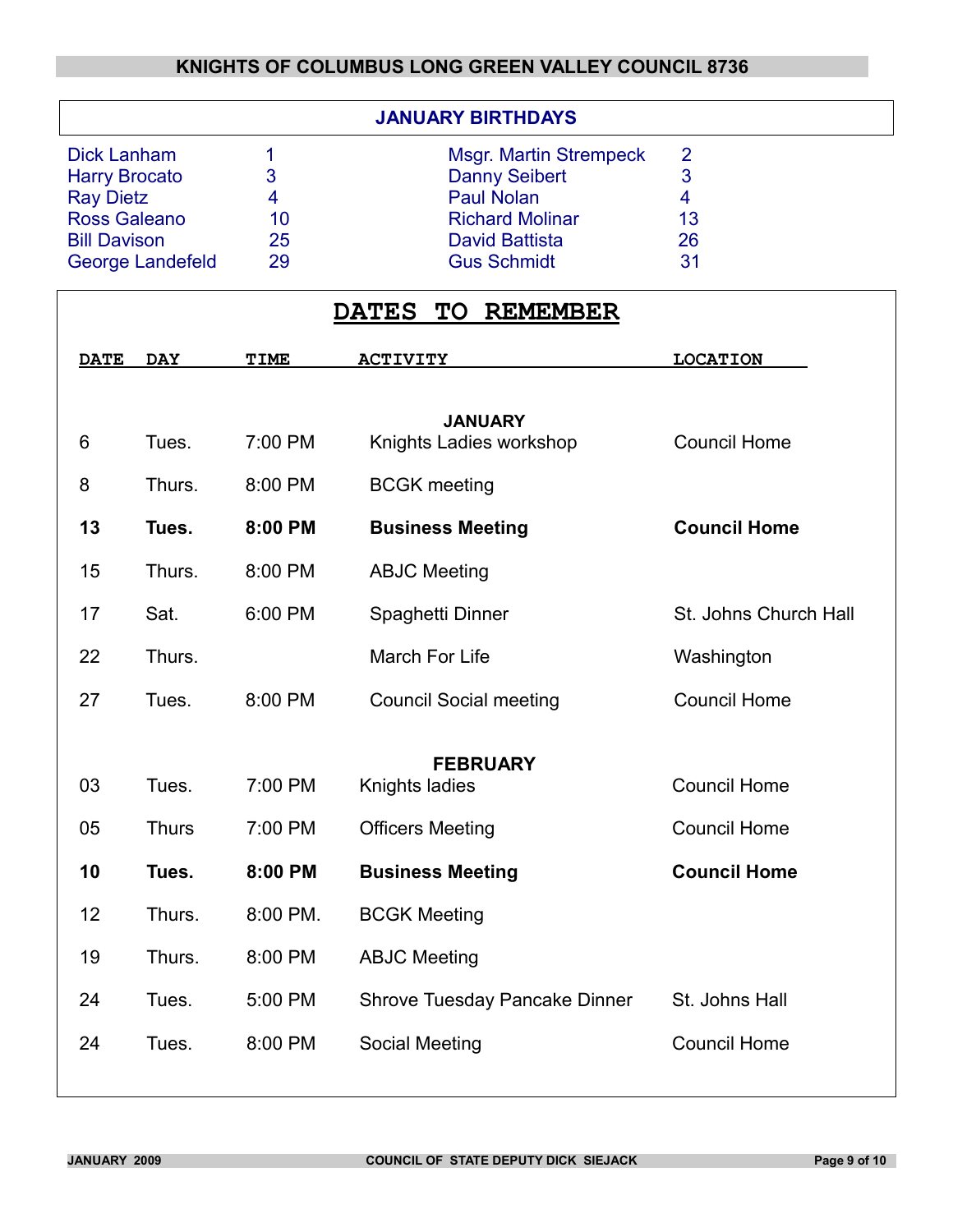## KNIGHTS OF COLUMBUS LONG GREEN VALLEY COUNCIL 8736

### JANUARY BIRTHDAYS

| Name | Day | Name | Day |
|---|---|---|---|
| Dick Lanham | 1 | Msgr. Martin Strempeck | 2 |
| Harry Brocato | 3 | Danny Seibert | 3 |
| Ray Dietz | 4 | Paul Nolan | 4 |
| Ross Galeano | 10 | Richard Molinar | 13 |
| Bill Davison | 25 | David Battista | 26 |
| George Landefeld | 29 | Gus Schmidt | 31 |

## DATES TO REMEMBER

| DATE | DAY | TIME | ACTIVITY | LOCATION |
|---|---|---|---|---|
| | | | **JANUARY** | |
| 6 | Tues. | 7:00 PM | Knights Ladies workshop | Council Home |
| 8 | Thurs. | 8:00 PM | BCGK meeting | |
| **13** | **Tues.** | **8:00 PM** | **Business Meeting** | **Council Home** |
| 15 | Thurs. | 8:00 PM | ABJC Meeting | |
| 17 | Sat. | 6:00 PM | Spaghetti Dinner | St. Johns Church Hall |
| 22 | Thurs. | | March For Life | Washington |
| 27 | Tues. | 8:00 PM | Council Social meeting | Council Home |
| | | | **FEBRUARY** | |
| 03 | Tues. | 7:00 PM | Knights ladies | Council Home |
| 05 | Thurs | 7:00 PM | Officers Meeting | Council Home |
| **10** | **Tues.** | **8:00 PM** | **Business Meeting** | **Council Home** |
| 12 | Thurs. | 8:00 PM. | BCGK Meeting | |
| 19 | Thurs. | 8:00 PM | ABJC Meeting | |
| 24 | Tues. | 5:00 PM | Shrove Tuesday Pancake Dinner | St. Johns Hall |
| 24 | Tues. | 8:00 PM | Social Meeting | Council Home |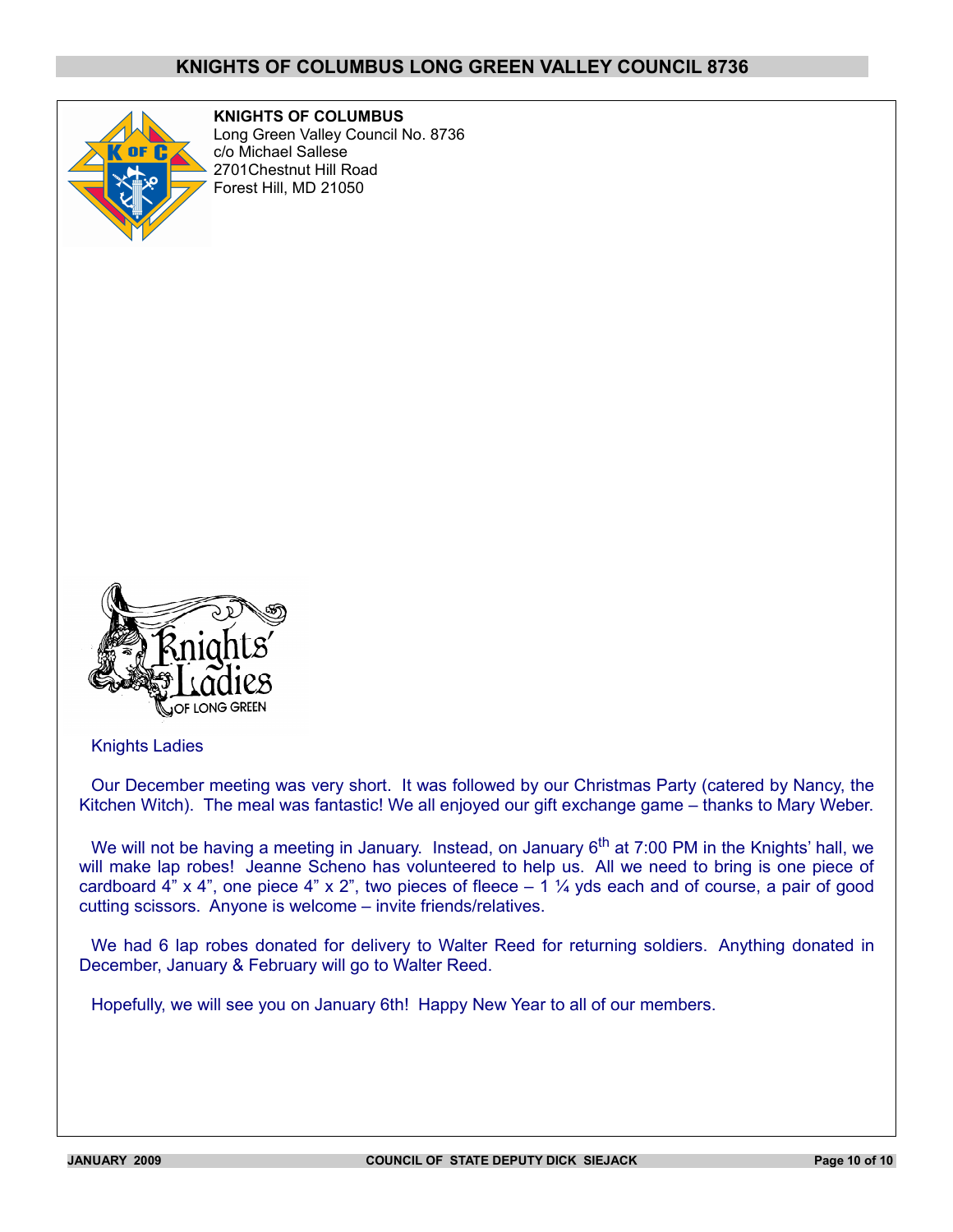**KNIGHTS OF COLUMBUS**
Long Green Valley Council No. 8736
c/o Michael Sallese
2701Chestnut Hill Road
Forest Hill, MD 21050

Knights Ladies

Our December meeting was very short. It was followed by our Christmas Party (catered by Nancy, the Kitchen Witch). The meal was fantastic! We all enjoyed our gift exchange game – thanks to Mary Weber.

We will not be having a meeting in January. Instead, on January 6th at 7:00 PM in the Knights' hall, we will make lap robes! Jeanne Scheno has volunteered to help us. All we need to bring is one piece of cardboard 4" x 4", one piece 4" x 2", two pieces of fleece – 1 ¼ yds each and of course, a pair of good cutting scissors. Anyone is welcome – invite friends/relatives.

We had 6 lap robes donated for delivery to Walter Reed for returning soldiers. Anything donated in December, January & February will go to Walter Reed.

Hopefully, we will see you on January 6th! Happy New Year to all of our members.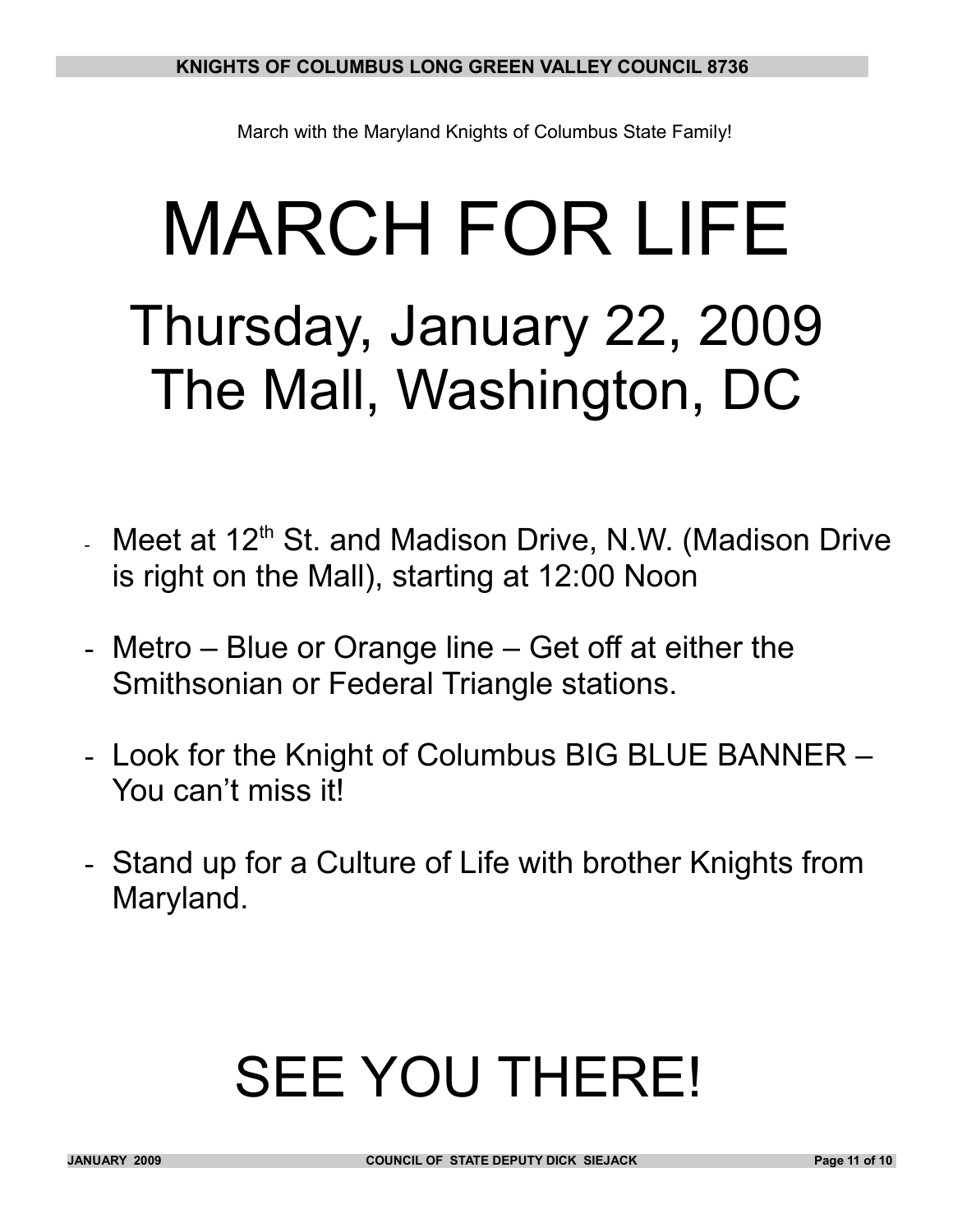March with the Maryland Knights of Columbus State Family!

# MARCH FOR LIFE

## Thursday, January 22, 2009
## The Mall, Washington, DC

- Meet at 12th St. and Madison Drive, N.W. (Madison Drive is right on the Mall), starting at 12:00 Noon
- Metro – Blue or Orange line – Get off at either the Smithsonian or Federal Triangle stations.
- Look for the Knight of Columbus BIG BLUE BANNER – You can't miss it!
- Stand up for a Culture of Life with brother Knights from Maryland.

# SEE YOU THERE!